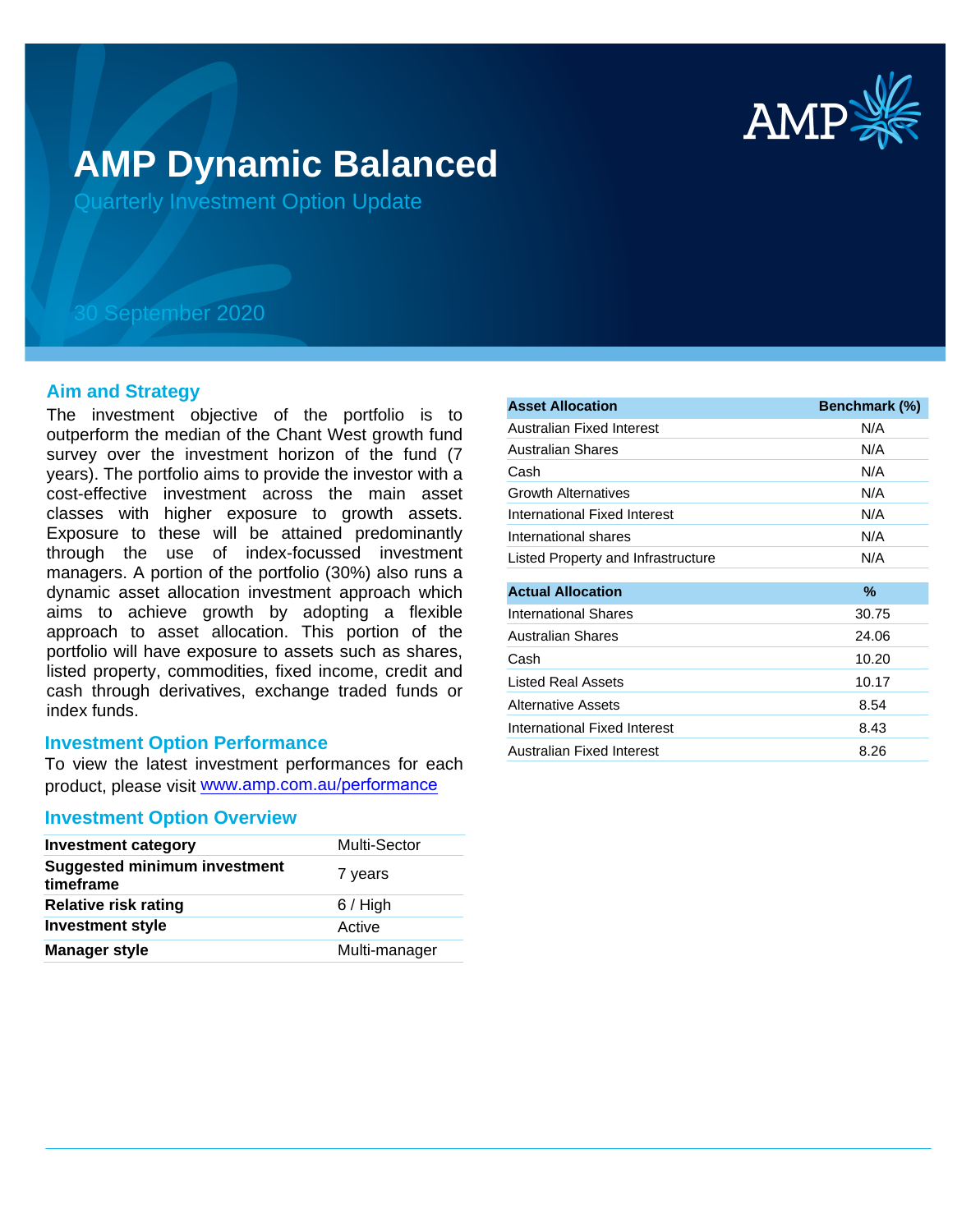# AMP Dynamic Balanced

Quarterly Investment Option Update

30 September 2020

## Aim and Strategy

The investment objective of the portfolio is to outperform the median of the Chant West growth fund survey over the investment horizon of the fund (7 years). The portfolio aims to provide the investor with a cost-effective investment across the main asset classes with higher exposure to growth assets. Exposure to these will be attained predominantly through the use of index-focussed investment managers. A portion of the portfolio (30%) also runs a dynamic asset allocation investment approach which aims to achieve growth by adopting a flexible approach to asset allocation. This portion of the portfolio will have exposure to assets such as shares, listed property, commodities, fixed income, credit and cash through derivatives, exchange traded funds or index funds.

## Investment Option Performance

To view the latest investment performances for each product, please visit www.amp.com.au/performance

## Investment Option Overview

| | |
|---|---|
| **Investment category** | Multi-Sector |
| **Suggested minimum investment timeframe** | 7 years |
| **Relative risk rating** | 6 / High |
| **Investment style** | Active |
| **Manager style** | Multi-manager |

| Asset Allocation | Benchmark (%) |
|---|---|
| Australian Fixed Interest | N/A |
| Australian Shares | N/A |
| Cash | N/A |
| Growth Alternatives | N/A |
| International Fixed Interest | N/A |
| International shares | N/A |
| Listed Property and Infrastructure | N/A |

| Actual Allocation | % |
|---|---|
| International Shares | 30.75 |
| Australian Shares | 24.06 |
| Cash | 10.20 |
| Listed Real Assets | 10.17 |
| Alternative Assets | 8.54 |
| International Fixed Interest | 8.43 |
| Australian Fixed Interest | 8.26 |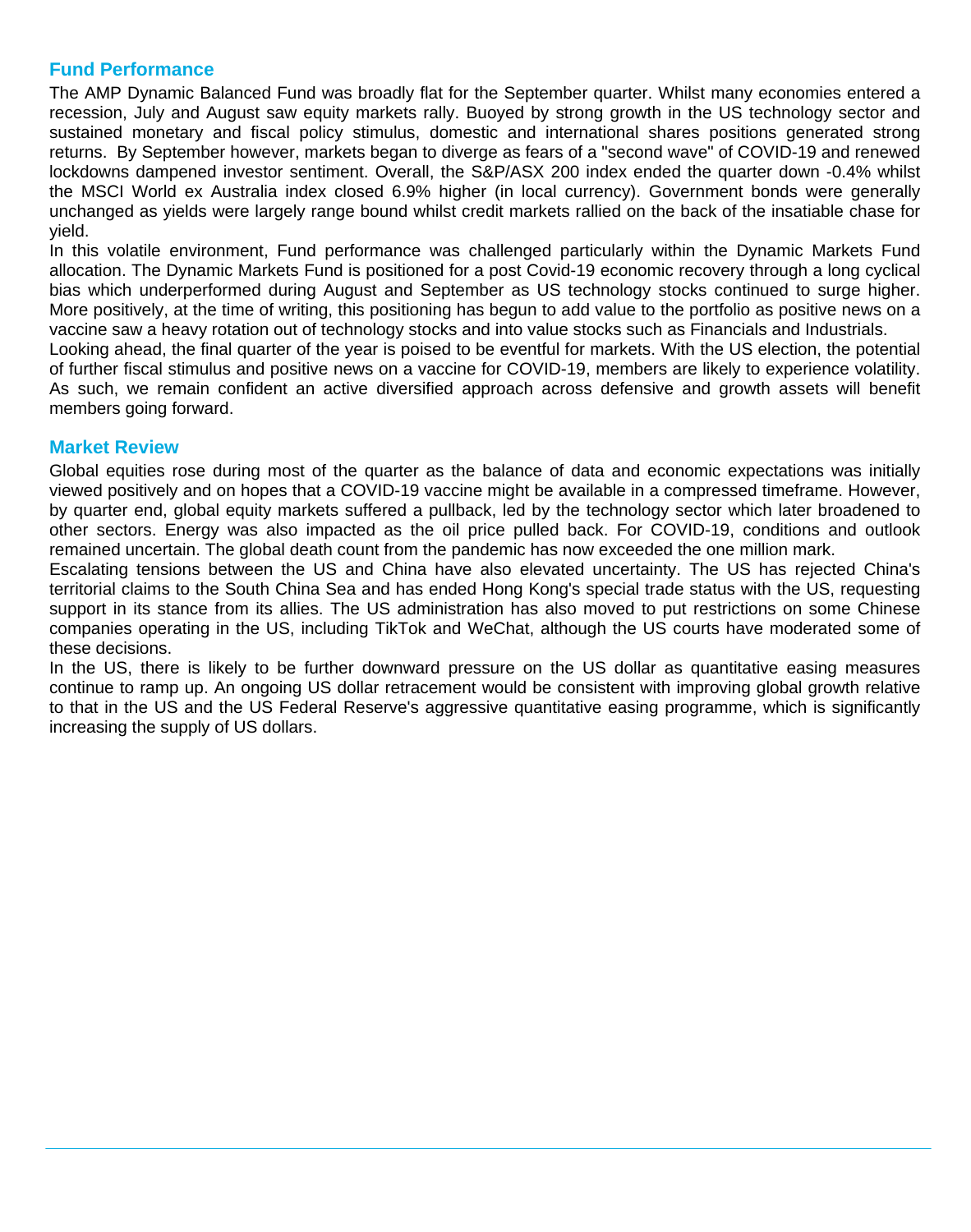## Fund Performance

The AMP Dynamic Balanced Fund was broadly flat for the September quarter. Whilst many economies entered a recession, July and August saw equity markets rally. Buoyed by strong growth in the US technology sector and sustained monetary and fiscal policy stimulus, domestic and international shares positions generated strong returns. By September however, markets began to diverge as fears of a "second wave" of COVID-19 and renewed lockdowns dampened investor sentiment. Overall, the S&P/ASX 200 index ended the quarter down -0.4% whilst the MSCI World ex Australia index closed 6.9% higher (in local currency). Government bonds were generally unchanged as yields were largely range bound whilst credit markets rallied on the back of the insatiable chase for yield.

In this volatile environment, Fund performance was challenged particularly within the Dynamic Markets Fund allocation. The Dynamic Markets Fund is positioned for a post Covid-19 economic recovery through a long cyclical bias which underperformed during August and September as US technology stocks continued to surge higher. More positively, at the time of writing, this positioning has begun to add value to the portfolio as positive news on a vaccine saw a heavy rotation out of technology stocks and into value stocks such as Financials and Industrials.

Looking ahead, the final quarter of the year is poised to be eventful for markets. With the US election, the potential of further fiscal stimulus and positive news on a vaccine for COVID-19, members are likely to experience volatility. As such, we remain confident an active diversified approach across defensive and growth assets will benefit members going forward.

## Market Review

Global equities rose during most of the quarter as the balance of data and economic expectations was initially viewed positively and on hopes that a COVID-19 vaccine might be available in a compressed timeframe. However, by quarter end, global equity markets suffered a pullback, led by the technology sector which later broadened to other sectors. Energy was also impacted as the oil price pulled back. For COVID-19, conditions and outlook remained uncertain. The global death count from the pandemic has now exceeded the one million mark.

Escalating tensions between the US and China have also elevated uncertainty. The US has rejected China's territorial claims to the South China Sea and has ended Hong Kong's special trade status with the US, requesting support in its stance from its allies. The US administration has also moved to put restrictions on some Chinese companies operating in the US, including TikTok and WeChat, although the US courts have moderated some of these decisions.

In the US, there is likely to be further downward pressure on the US dollar as quantitative easing measures continue to ramp up. An ongoing US dollar retracement would be consistent with improving global growth relative to that in the US and the US Federal Reserve's aggressive quantitative easing programme, which is significantly increasing the supply of US dollars.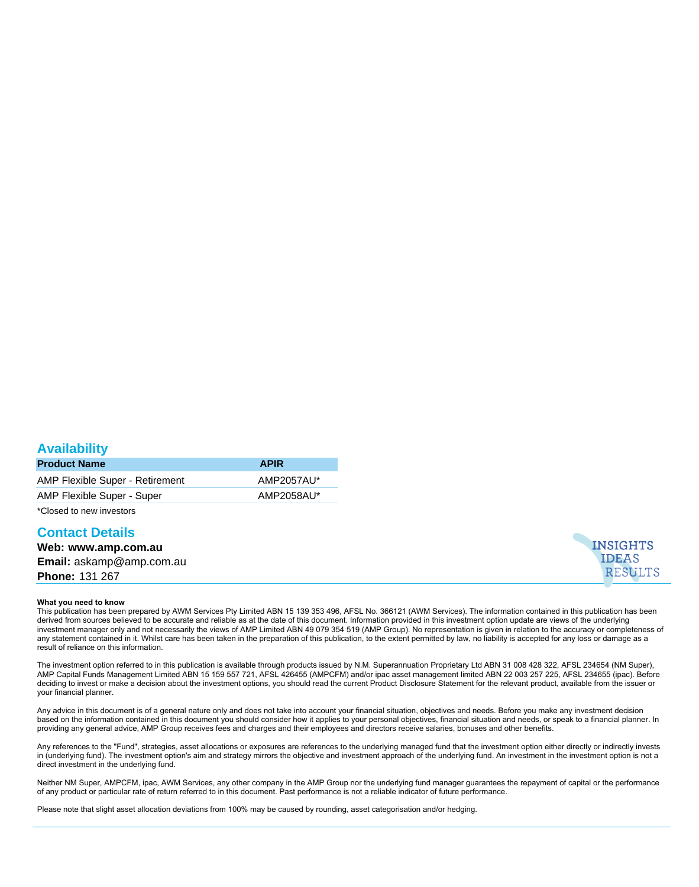## Availability

| Product Name | APIR |
|---|---|
| AMP Flexible Super - Retirement | AMP2057AU* |
| AMP Flexible Super - Super | AMP2058AU* |

*Closed to new investors

## Contact Details

**Web: www.amp.com.au**
**Email:** askamp@amp.com.au
**Phone:** 131 267

INSIGHTS
IDEAS
RESULTS

**What you need to know**
This publication has been prepared by AWM Services Pty Limited ABN 15 139 353 496, AFSL No. 366121 (AWM Services). The information contained in this publication has been derived from sources believed to be accurate and reliable as at the date of this document. Information provided in this investment option update are views of the underlying investment manager only and not necessarily the views of AMP Limited ABN 49 079 354 519 (AMP Group). No representation is given in relation to the accuracy or completeness of any statement contained in it. Whilst care has been taken in the preparation of this publication, to the extent permitted by law, no liability is accepted for any loss or damage as a result of reliance on this information.

The investment option referred to in this publication is available through products issued by N.M. Superannuation Proprietary Ltd ABN 31 008 428 322, AFSL 234654 (NM Super), AMP Capital Funds Management Limited ABN 15 159 557 721, AFSL 426455 (AMPCFM) and/or ipac asset management limited ABN 22 003 257 225, AFSL 234655 (ipac). Before deciding to invest or make a decision about the investment options, you should read the current Product Disclosure Statement for the relevant product, available from the issuer or your financial planner.

Any advice in this document is of a general nature only and does not take into account your financial situation, objectives and needs. Before you make any investment decision based on the information contained in this document you should consider how it applies to your personal objectives, financial situation and needs, or speak to a financial planner. In providing any general advice, AMP Group receives fees and charges and their employees and directors receive salaries, bonuses and other benefits.

Any references to the "Fund", strategies, asset allocations or exposures are references to the underlying managed fund that the investment option either directly or indirectly invests in (underlying fund). The investment option's aim and strategy mirrors the objective and investment approach of the underlying fund. An investment in the investment option is not a direct investment in the underlying fund.

Neither NM Super, AMPCFM, ipac, AWM Services, any other company in the AMP Group nor the underlying fund manager guarantees the repayment of capital or the performance of any product or particular rate of return referred to in this document. Past performance is not a reliable indicator of future performance.

Please note that slight asset allocation deviations from 100% may be caused by rounding, asset categorisation and/or hedging.